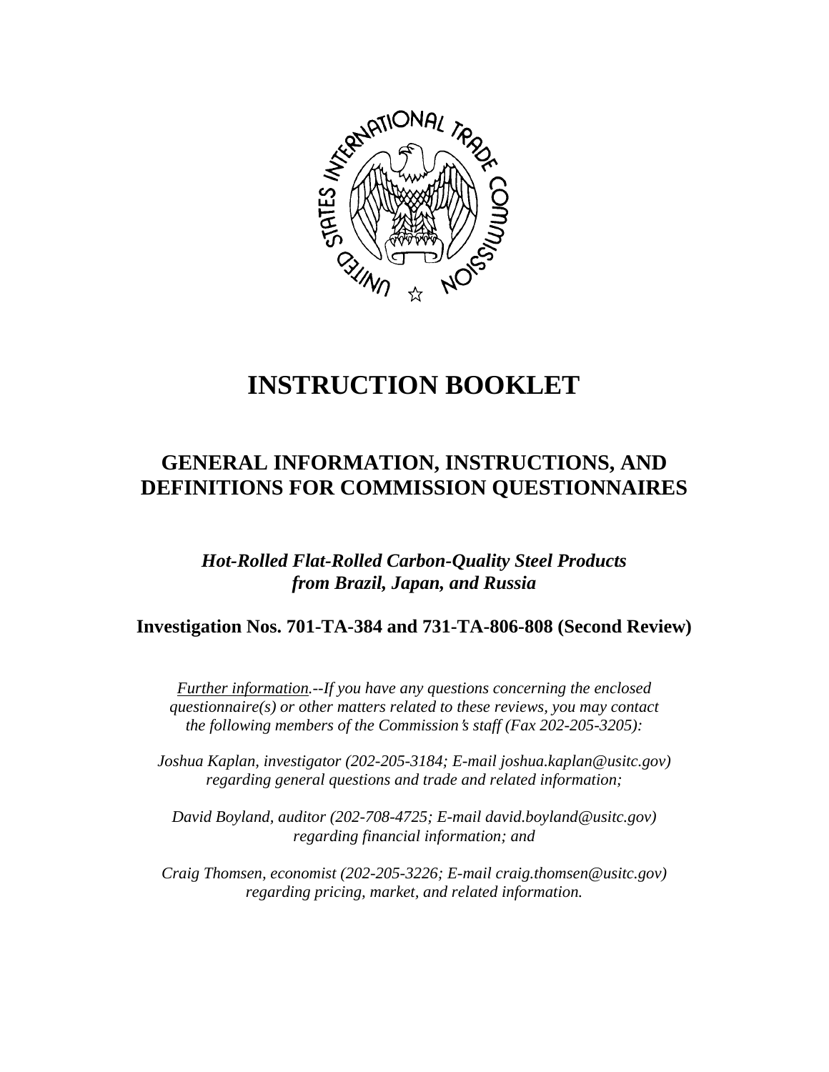# INSTRUCTION BOOKLET

## GENERAL INFORMATION, INSTRUCTIONS, AND DEFINITIONS FOR COMMISSION QUESTIONNAIRES

### *Hot-Rolled Flat-Rolled Carbon-Quality Steel Products from Brazil, Japan, and Russia*

### Investigation Nos. 701-TA-384 and 731-TA-806-808 (Second Review)

*Further information.--If you have any questions concerning the enclosed questionnaire(s) or other matters related to these reviews, you may contact the following members of the Commission's staff (Fax 202-205-3205):*

*Joshua Kaplan, investigator (202-205-3184; E-mail joshua.kaplan@usitc.gov) regarding general questions and trade and related information;*

*David Boyland, auditor (202-708-4725; E-mail david.boyland@usitc.gov) regarding financial information; and*

*Craig Thomsen, economist (202-205-3226; E-mail craig.thomsen@usitc.gov) regarding pricing, market, and related information.*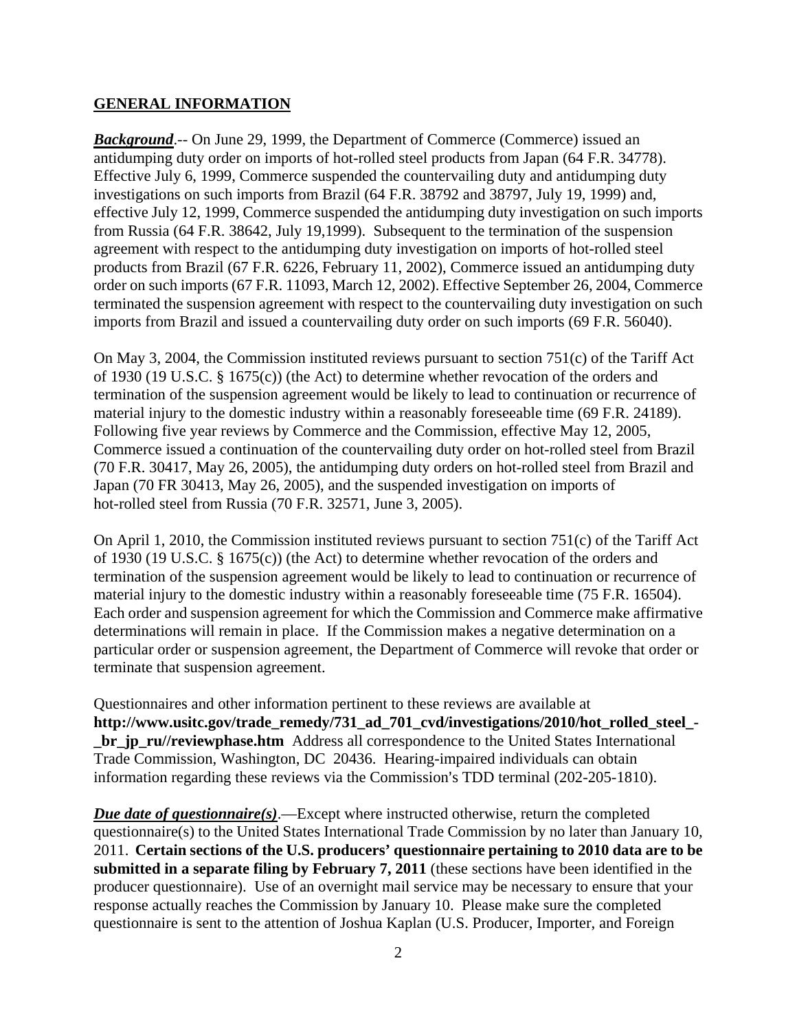## **GENERAL INFORMATION**

***Background***.-- On June 29, 1999, the Department of Commerce (Commerce) issued an antidumping duty order on imports of hot-rolled steel products from Japan (64 F.R. 34778). Effective July 6, 1999, Commerce suspended the countervailing duty and antidumping duty investigations on such imports from Brazil (64 F.R. 38792 and 38797, July 19, 1999) and, effective July 12, 1999, Commerce suspended the antidumping duty investigation on such imports from Russia (64 F.R. 38642, July 19,1999). Subsequent to the termination of the suspension agreement with respect to the antidumping duty investigation on imports of hot-rolled steel products from Brazil (67 F.R. 6226, February 11, 2002), Commerce issued an antidumping duty order on such imports (67 F.R. 11093, March 12, 2002). Effective September 26, 2004, Commerce terminated the suspension agreement with respect to the countervailing duty investigation on such imports from Brazil and issued a countervailing duty order on such imports (69 F.R. 56040).

On May 3, 2004, the Commission instituted reviews pursuant to section 751(c) of the Tariff Act of 1930 (19 U.S.C. § 1675(c)) (the Act) to determine whether revocation of the orders and termination of the suspension agreement would be likely to lead to continuation or recurrence of material injury to the domestic industry within a reasonably foreseeable time (69 F.R. 24189). Following five year reviews by Commerce and the Commission, effective May 12, 2005, Commerce issued a continuation of the countervailing duty order on hot-rolled steel from Brazil (70 F.R. 30417, May 26, 2005), the antidumping duty orders on hot-rolled steel from Brazil and Japan (70 FR 30413, May 26, 2005), and the suspended investigation on imports of hot-rolled steel from Russia (70 F.R. 32571, June 3, 2005).

On April 1, 2010, the Commission instituted reviews pursuant to section 751(c) of the Tariff Act of 1930 (19 U.S.C. § 1675(c)) (the Act) to determine whether revocation of the orders and termination of the suspension agreement would be likely to lead to continuation or recurrence of material injury to the domestic industry within a reasonably foreseeable time (75 F.R. 16504). Each order and suspension agreement for which the Commission and Commerce make affirmative determinations will remain in place. If the Commission makes a negative determination on a particular order or suspension agreement, the Department of Commerce will revoke that order or terminate that suspension agreement.

Questionnaires and other information pertinent to these reviews are available at **http://www.usitc.gov/trade_remedy/731_ad_701_cvd/investigations/2010/hot_rolled_steel_-_br_jp_ru//reviewphase.htm** Address all correspondence to the United States International Trade Commission, Washington, DC 20436. Hearing-impaired individuals can obtain information regarding these reviews via the Commission's TDD terminal (202-205-1810).

***Due date of questionnaire(s)***.—Except where instructed otherwise, return the completed questionnaire(s) to the United States International Trade Commission by no later than January 10, 2011. **Certain sections of the U.S. producers' questionnaire pertaining to 2010 data are to be submitted in a separate filing by February 7, 2011** (these sections have been identified in the producer questionnaire). Use of an overnight mail service may be necessary to ensure that your response actually reaches the Commission by January 10. Please make sure the completed questionnaire is sent to the attention of Joshua Kaplan (U.S. Producer, Importer, and Foreign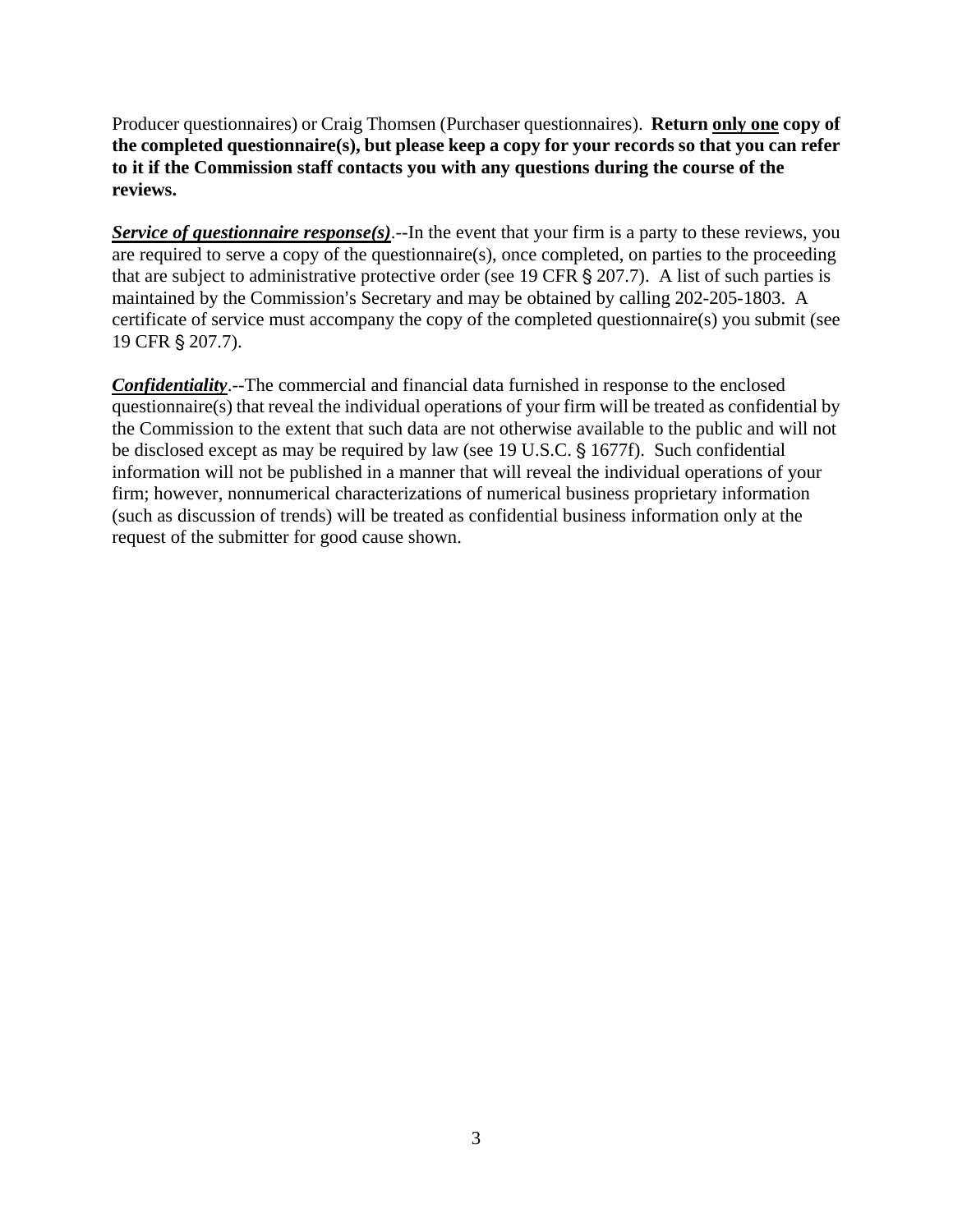Producer questionnaires) or Craig Thomsen (Purchaser questionnaires). **Return <u>only one</u> copy of the completed questionnaire(s), but please keep a copy for your records so that you can refer to it if the Commission staff contacts you with any questions during the course of the reviews.**

***<u>Service of questionnaire response(s)</u>***.--In the event that your firm is a party to these reviews, you are required to serve a copy of the questionnaire(s), once completed, on parties to the proceeding that are subject to administrative protective order (see 19 CFR § 207.7). A list of such parties is maintained by the Commission's Secretary and may be obtained by calling 202-205-1803. A certificate of service must accompany the copy of the completed questionnaire(s) you submit (see 19 CFR § 207.7).

***<u>Confidentiality</u>***.--The commercial and financial data furnished in response to the enclosed questionnaire(s) that reveal the individual operations of your firm will be treated as confidential by the Commission to the extent that such data are not otherwise available to the public and will not be disclosed except as may be required by law (see 19 U.S.C. § 1677f). Such confidential information will not be published in a manner that will reveal the individual operations of your firm; however, nonnumerical characterizations of numerical business proprietary information (such as discussion of trends) will be treated as confidential business information only at the request of the submitter for good cause shown.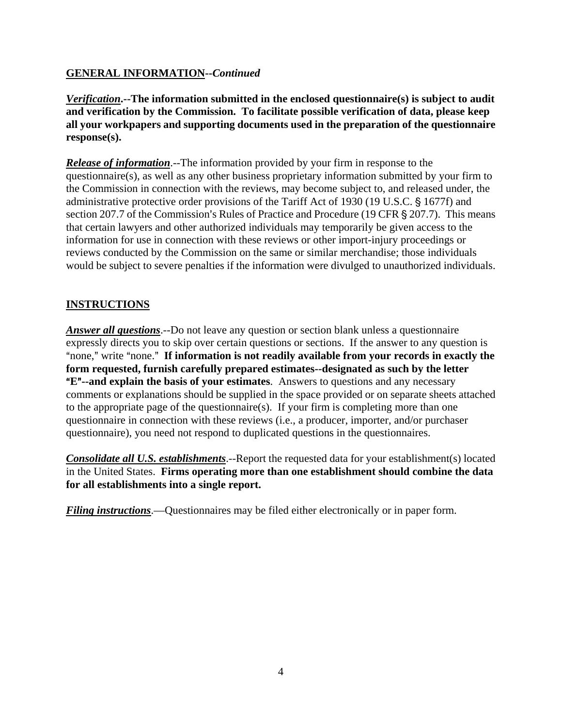## GENERAL INFORMATION--*Continued*

***Verification*.--The information submitted in the enclosed questionnaire(s) is subject to audit and verification by the Commission. To facilitate possible verification of data, please keep all your workpapers and supporting documents used in the preparation of the questionnaire response(s).**

***Release of information***.--The information provided by your firm in response to the questionnaire(s), as well as any other business proprietary information submitted by your firm to the Commission in connection with the reviews, may become subject to, and released under, the administrative protective order provisions of the Tariff Act of 1930 (19 U.S.C. § 1677f) and section 207.7 of the Commission's Rules of Practice and Procedure (19 CFR § 207.7). This means that certain lawyers and other authorized individuals may temporarily be given access to the information for use in connection with these reviews or other import-injury proceedings or reviews conducted by the Commission on the same or similar merchandise; those individuals would be subject to severe penalties if the information were divulged to unauthorized individuals.

## INSTRUCTIONS

***Answer all questions***.--Do not leave any question or section blank unless a questionnaire expressly directs you to skip over certain questions or sections. If the answer to any question is "none," write "none." **If information is not readily available from your records in exactly the form requested, furnish carefully prepared estimates--designated as such by the letter "E"--and explain the basis of your estimates**. Answers to questions and any necessary comments or explanations should be supplied in the space provided or on separate sheets attached to the appropriate page of the questionnaire(s). If your firm is completing more than one questionnaire in connection with these reviews (i.e., a producer, importer, and/or purchaser questionnaire), you need not respond to duplicated questions in the questionnaires.

***Consolidate all U.S. establishments***.--Report the requested data for your establishment(s) located in the United States. **Firms operating more than one establishment should combine the data for all establishments into a single report.**

***Filing instructions***.—Questionnaires may be filed either electronically or in paper form.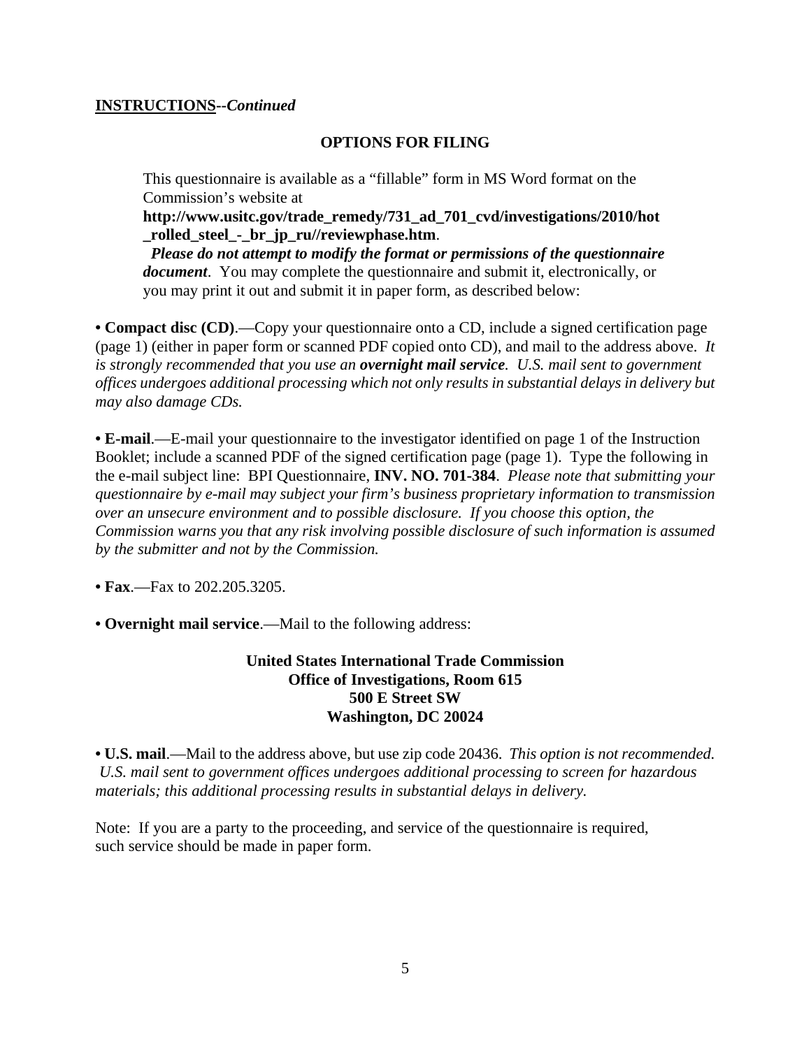**<u>INSTRUCTIONS</u>--*Continued***

## OPTIONS FOR FILING

This questionnaire is available as a "fillable" form in MS Word format on the Commission's website at **http://www.usitc.gov/trade_remedy/731_ad_701_cvd/investigations/2010/hot_rolled_steel_-_br_jp_ru//reviewphase.htm**. ***Please do not attempt to modify the format or permissions of the questionnaire document***. You may complete the questionnaire and submit it, electronically, or you may print it out and submit it in paper form, as described below:

**• Compact disc (CD)**.—Copy your questionnaire onto a CD, include a signed certification page (page 1) (either in paper form or scanned PDF copied onto CD), and mail to the address above. *It is strongly recommended that you use an **overnight mail service**. U.S. mail sent to government offices undergoes additional processing which not only results in substantial delays in delivery but may also damage CDs.*

**• E-mail**.—E-mail your questionnaire to the investigator identified on page 1 of the Instruction Booklet; include a scanned PDF of the signed certification page (page 1). Type the following in the e-mail subject line: BPI Questionnaire, **INV. NO. 701-384**. *Please note that submitting your questionnaire by e-mail may subject your firm's business proprietary information to transmission over an unsecure environment and to possible disclosure. If you choose this option, the Commission warns you that any risk involving possible disclosure of such information is assumed by the submitter and not by the Commission.*

**• Fax**.—Fax to 202.205.3205.

**• Overnight mail service**.—Mail to the following address:

**United States International Trade Commission**
**Office of Investigations, Room 615**
**500 E Street SW**
**Washington, DC 20024**

**• U.S. mail**.—Mail to the address above, but use zip code 20436. *This option is not recommended. U.S. mail sent to government offices undergoes additional processing to screen for hazardous materials; this additional processing results in substantial delays in delivery.*

Note: If you are a party to the proceeding, and service of the questionnaire is required, such service should be made in paper form.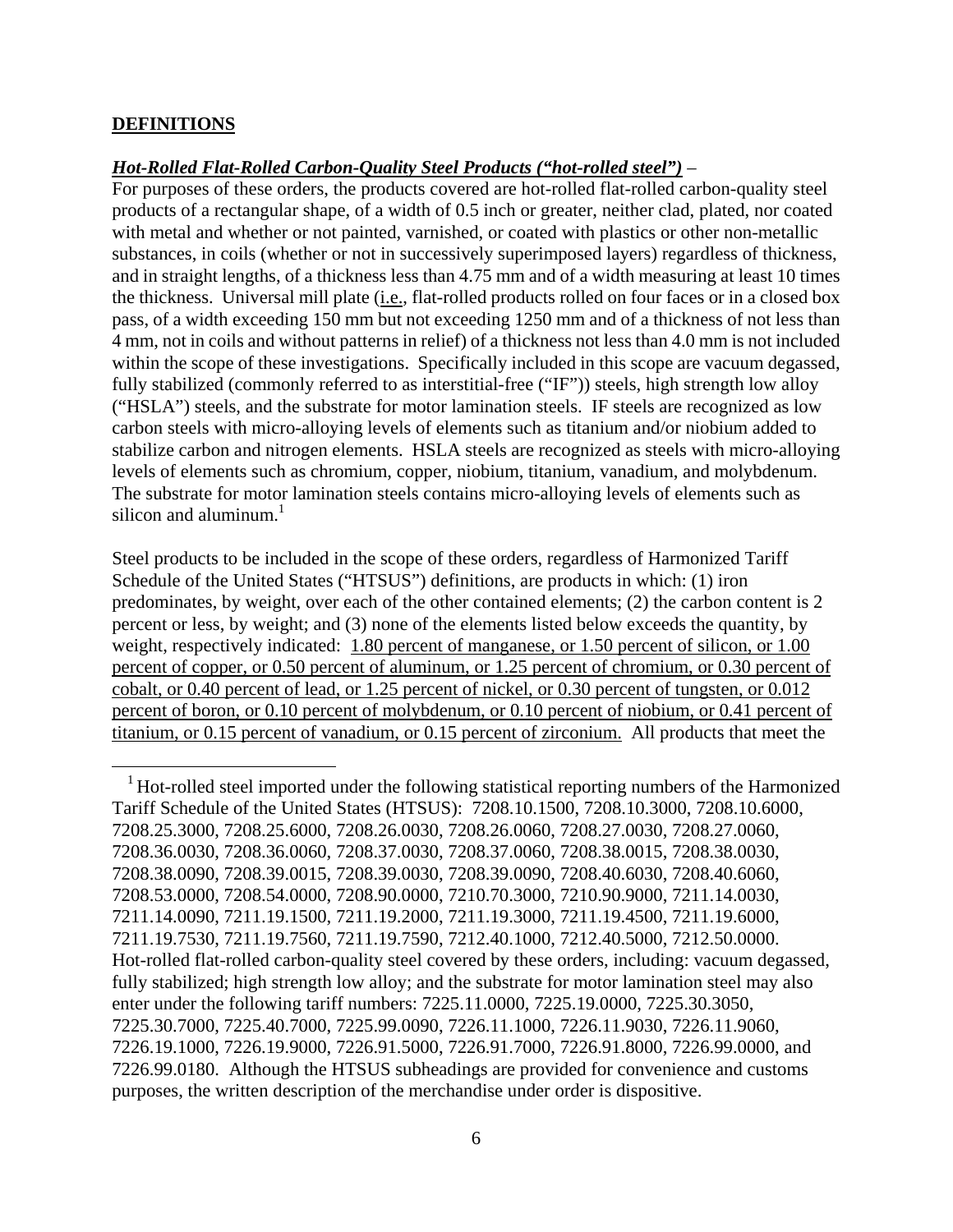**DEFINITIONS**

***Hot-Rolled Flat-Rolled Carbon-Quality Steel Products ("hot-rolled steel")*** –
For purposes of these orders, the products covered are hot-rolled flat-rolled carbon-quality steel products of a rectangular shape, of a width of 0.5 inch or greater, neither clad, plated, nor coated with metal and whether or not painted, varnished, or coated with plastics or other non-metallic substances, in coils (whether or not in successively superimposed layers) regardless of thickness, and in straight lengths, of a thickness less than 4.75 mm and of a width measuring at least 10 times the thickness. Universal mill plate (i.e., flat-rolled products rolled on four faces or in a closed box pass, of a width exceeding 150 mm but not exceeding 1250 mm and of a thickness of not less than 4 mm, not in coils and without patterns in relief) of a thickness not less than 4.0 mm is not included within the scope of these investigations. Specifically included in this scope are vacuum degassed, fully stabilized (commonly referred to as interstitial-free ("IF")) steels, high strength low alloy ("HSLA") steels, and the substrate for motor lamination steels. IF steels are recognized as low carbon steels with micro-alloying levels of elements such as titanium and/or niobium added to stabilize carbon and nitrogen elements. HSLA steels are recognized as steels with micro-alloying levels of elements such as chromium, copper, niobium, titanium, vanadium, and molybdenum. The substrate for motor lamination steels contains micro-alloying levels of elements such as silicon and aluminum.[1]

Steel products to be included in the scope of these orders, regardless of Harmonized Tariff Schedule of the United States ("HTSUS") definitions, are products in which: (1) iron predominates, by weight, over each of the other contained elements; (2) the carbon content is 2 percent or less, by weight; and (3) none of the elements listed below exceeds the quantity, by weight, respectively indicated: 1.80 percent of manganese, or 1.50 percent of silicon, or 1.00 percent of copper, or 0.50 percent of aluminum, or 1.25 percent of chromium, or 0.30 percent of cobalt, or 0.40 percent of lead, or 1.25 percent of nickel, or 0.30 percent of tungsten, or 0.012 percent of boron, or 0.10 percent of molybdenum, or 0.10 percent of niobium, or 0.41 percent of titanium, or 0.15 percent of vanadium, or 0.15 percent of zirconium. All products that meet the

---

[1] Hot-rolled steel imported under the following statistical reporting numbers of the Harmonized Tariff Schedule of the United States (HTSUS): 7208.10.1500, 7208.10.3000, 7208.10.6000, 7208.25.3000, 7208.25.6000, 7208.26.0030, 7208.26.0060, 7208.27.0030, 7208.27.0060, 7208.36.0030, 7208.36.0060, 7208.37.0030, 7208.37.0060, 7208.38.0015, 7208.38.0030, 7208.38.0090, 7208.39.0015, 7208.39.0030, 7208.39.0090, 7208.40.6030, 7208.40.6060, 7208.53.0000, 7208.54.0000, 7208.90.0000, 7210.70.3000, 7210.90.9000, 7211.14.0030, 7211.14.0090, 7211.19.1500, 7211.19.2000, 7211.19.3000, 7211.19.4500, 7211.19.6000, 7211.19.7530, 7211.19.7560, 7211.19.7590, 7212.40.1000, 7212.40.5000, 7212.50.0000. Hot-rolled flat-rolled carbon-quality steel covered by these orders, including: vacuum degassed, fully stabilized; high strength low alloy; and the substrate for motor lamination steel may also enter under the following tariff numbers: 7225.11.0000, 7225.19.0000, 7225.30.3050, 7225.30.7000, 7225.40.7000, 7225.99.0090, 7226.11.1000, 7226.11.9030, 7226.11.9060, 7226.19.1000, 7226.19.9000, 7226.91.5000, 7226.91.7000, 7226.91.8000, 7226.99.0000, and 7226.99.0180. Although the HTSUS subheadings are provided for convenience and customs purposes, the written description of the merchandise under order is dispositive.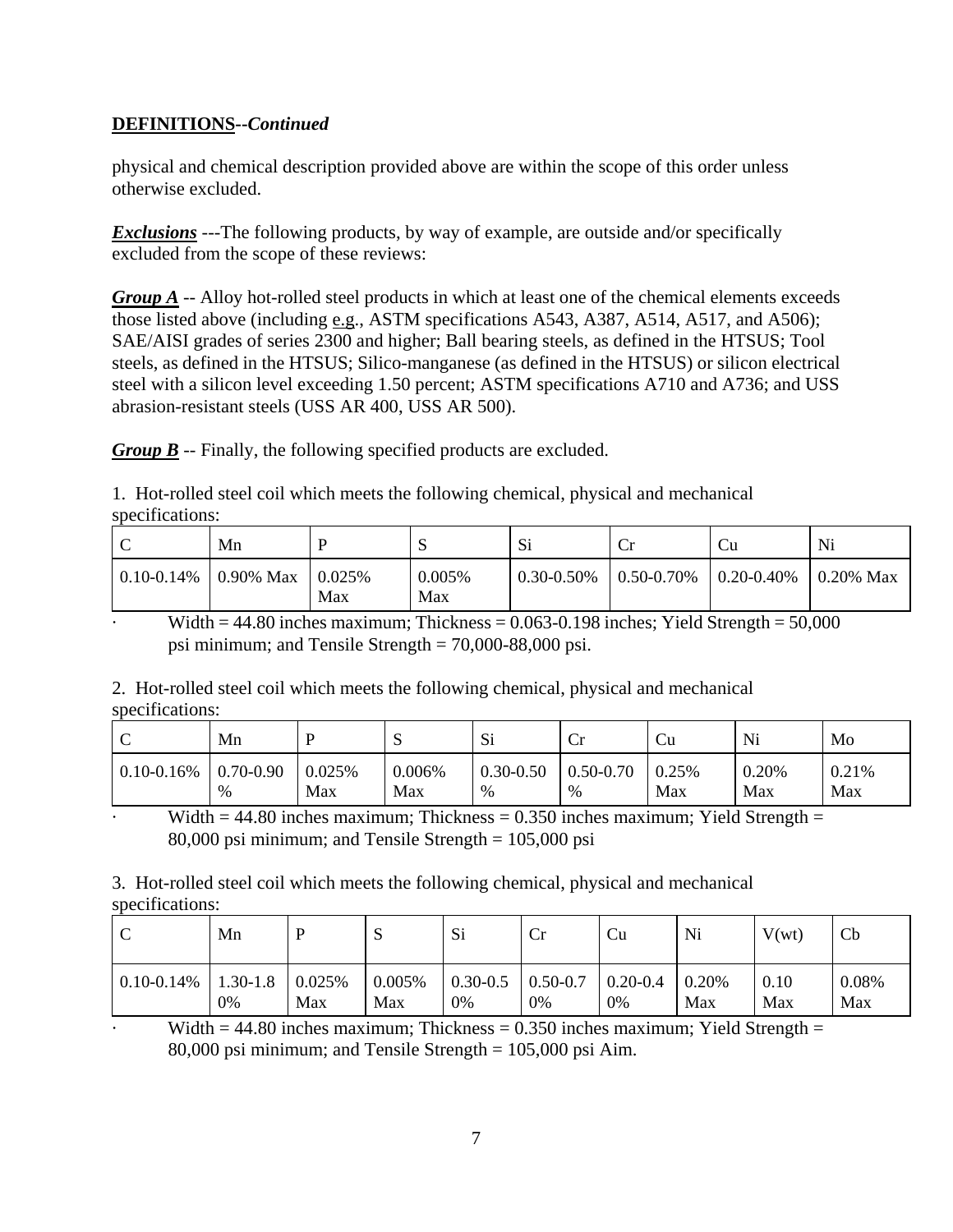**DEFINITIONS--*Continued***

physical and chemical description provided above are within the scope of this order unless otherwise excluded.

***Exclusions*** ---The following products, by way of example, are outside and/or specifically excluded from the scope of these reviews:

***Group A*** -- Alloy hot-rolled steel products in which at least one of the chemical elements exceeds those listed above (including e.g., ASTM specifications A543, A387, A514, A517, and A506); SAE/AISI grades of series 2300 and higher; Ball bearing steels, as defined in the HTSUS; Tool steels, as defined in the HTSUS; Silico-manganese (as defined in the HTSUS) or silicon electrical steel with a silicon level exceeding 1.50 percent; ASTM specifications A710 and A736; and USS abrasion-resistant steels (USS AR 400, USS AR 500).

***Group B*** -- Finally, the following specified products are excluded.

1. Hot-rolled steel coil which meets the following chemical, physical and mechanical specifications:

| C | Mn | P | S | Si | Cr | Cu | Ni |
|---|---|---|---|---|---|---|---|
| 0.10-0.14% | 0.90% Max | 0.025% Max | 0.005% Max | 0.30-0.50% | 0.50-0.70% | 0.20-0.40% | 0.20% Max |

- Width = 44.80 inches maximum; Thickness = 0.063-0.198 inches; Yield Strength = 50,000 psi minimum; and Tensile Strength = 70,000-88,000 psi.

2. Hot-rolled steel coil which meets the following chemical, physical and mechanical specifications:

| C | Mn | P | S | Si | Cr | Cu | Ni | Mo |
|---|---|---|---|---|---|---|---|---|
| 0.10-0.16% | 0.70-0.90 % | 0.025% Max | 0.006% Max | 0.30-0.50 % | 0.50-0.70 % | 0.25% Max | 0.20% Max | 0.21% Max |

- Width = 44.80 inches maximum; Thickness = 0.350 inches maximum; Yield Strength = 80,000 psi minimum; and Tensile Strength = 105,000 psi

3. Hot-rolled steel coil which meets the following chemical, physical and mechanical specifications:

| C | Mn | P | S | Si | Cr | Cu | Ni | V(wt) | Cb |
|---|---|---|---|---|---|---|---|---|---|
| 0.10-0.14% | 1.30-1.80% | 0.025% Max | 0.005% Max | 0.30-0.50% | 0.50-0.70% | 0.20-0.40% | 0.20% Max | 0.10 Max | 0.08% Max |

- Width = 44.80 inches maximum; Thickness = 0.350 inches maximum; Yield Strength = 80,000 psi minimum; and Tensile Strength = 105,000 psi Aim.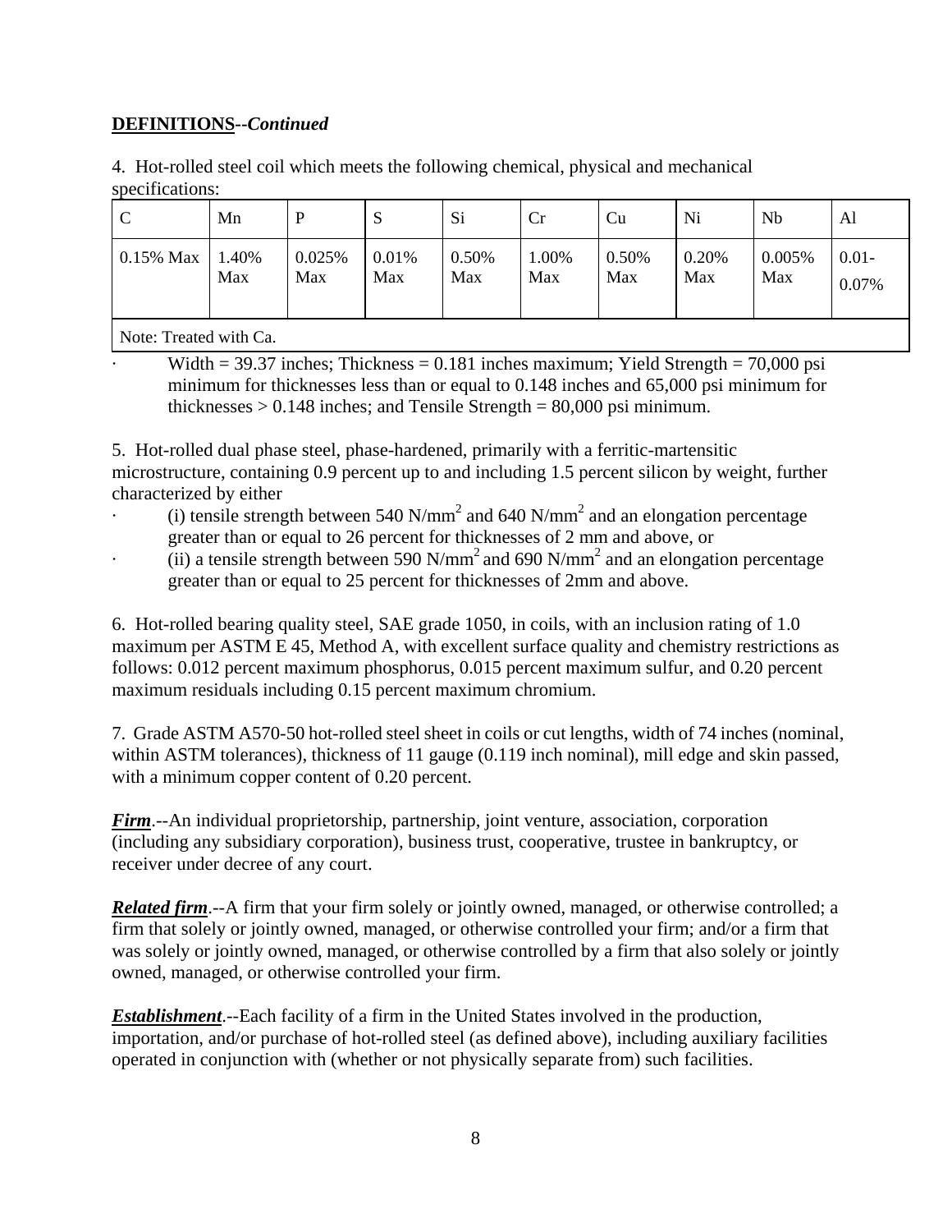**DEFINITIONS--*Continued***

4. Hot-rolled steel coil which meets the following chemical, physical and mechanical specifications:

| C | Mn | P | S | Si | Cr | Cu | Ni | Nb | Al |
|---|---|---|---|---|---|---|---|---|---|
| 0.15% Max | 1.40% Max | 0.025% Max | 0.01% Max | 0.50% Max | 1.00% Max | 0.50% Max | 0.20% Max | 0.005% Max | 0.01-0.07% |
| Note: Treated with Ca. | | | | | | | | | |

- Width = 39.37 inches; Thickness = 0.181 inches maximum; Yield Strength = 70,000 psi minimum for thicknesses less than or equal to 0.148 inches and 65,000 psi minimum for thicknesses > 0.148 inches; and Tensile Strength = 80,000 psi minimum.

5. Hot-rolled dual phase steel, phase-hardened, primarily with a ferritic-martensitic microstructure, containing 0.9 percent up to and including 1.5 percent silicon by weight, further characterized by either

- (i) tensile strength between 540 $N/mm^2$ and 640 $N/mm^2$ and an elongation percentage greater than or equal to 26 percent for thicknesses of 2 mm and above, or
- (ii) a tensile strength between 590 $N/mm^2$ and 690 $N/mm^2$ and an elongation percentage greater than or equal to 25 percent for thicknesses of 2mm and above.

6. Hot-rolled bearing quality steel, SAE grade 1050, in coils, with an inclusion rating of 1.0 maximum per ASTM E 45, Method A, with excellent surface quality and chemistry restrictions as follows: 0.012 percent maximum phosphorus, 0.015 percent maximum sulfur, and 0.20 percent maximum residuals including 0.15 percent maximum chromium.

7. Grade ASTM A570-50 hot-rolled steel sheet in coils or cut lengths, width of 74 inches (nominal, within ASTM tolerances), thickness of 11 gauge (0.119 inch nominal), mill edge and skin passed, with a minimum copper content of 0.20 percent.

***Firm***.--An individual proprietorship, partnership, joint venture, association, corporation (including any subsidiary corporation), business trust, cooperative, trustee in bankruptcy, or receiver under decree of any court.

***Related firm***.--A firm that your firm solely or jointly owned, managed, or otherwise controlled; a firm that solely or jointly owned, managed, or otherwise controlled your firm; and/or a firm that was solely or jointly owned, managed, or otherwise controlled by a firm that also solely or jointly owned, managed, or otherwise controlled your firm.

***Establishment***.--Each facility of a firm in the United States involved in the production, importation, and/or purchase of hot-rolled steel (as defined above), including auxiliary facilities operated in conjunction with (whether or not physically separate from) such facilities.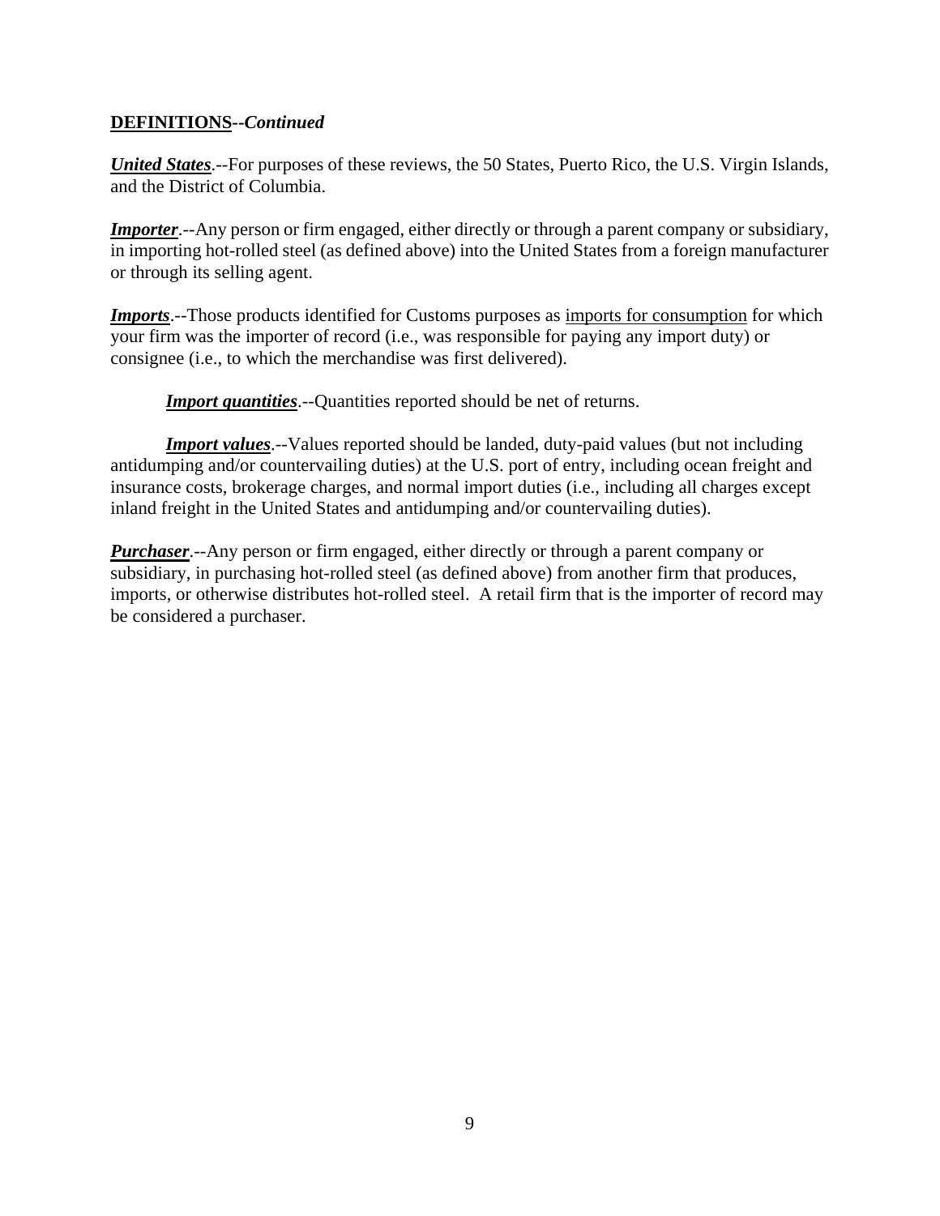**DEFINITIONS**--***Continued***

***United States***.--For purposes of these reviews, the 50 States, Puerto Rico, the U.S. Virgin Islands, and the District of Columbia.

***Importer***.--Any person or firm engaged, either directly or through a parent company or subsidiary, in importing hot-rolled steel (as defined above) into the United States from a foreign manufacturer or through its selling agent.

***Imports***.--Those products identified for Customs purposes as imports for consumption for which your firm was the importer of record (i.e., was responsible for paying any import duty) or consignee (i.e., to which the merchandise was first delivered).

***Import quantities***.--Quantities reported should be net of returns.

***Import values***.--Values reported should be landed, duty-paid values (but not including antidumping and/or countervailing duties) at the U.S. port of entry, including ocean freight and insurance costs, brokerage charges, and normal import duties (i.e., including all charges except inland freight in the United States and antidumping and/or countervailing duties).

***Purchaser***.--Any person or firm engaged, either directly or through a parent company or subsidiary, in purchasing hot-rolled steel (as defined above) from another firm that produces, imports, or otherwise distributes hot-rolled steel. A retail firm that is the importer of record may be considered a purchaser.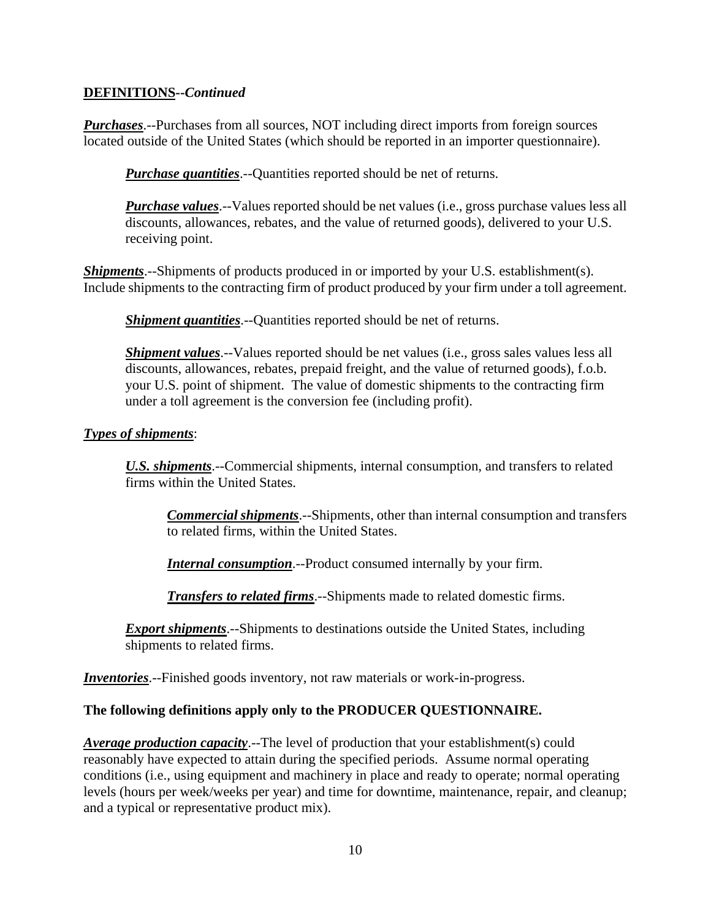**DEFINITIONS--*Continued***

***Purchases***.--Purchases from all sources, NOT including direct imports from foreign sources located outside of the United States (which should be reported in an importer questionnaire).

> ***Purchase quantities***.--Quantities reported should be net of returns.
>
> ***Purchase values***.--Values reported should be net values (i.e., gross purchase values less all discounts, allowances, rebates, and the value of returned goods), delivered to your U.S. receiving point.

***Shipments***.--Shipments of products produced in or imported by your U.S. establishment(s). Include shipments to the contracting firm of product produced by your firm under a toll agreement.

> ***Shipment quantities***.--Quantities reported should be net of returns.
>
> ***Shipment values***.--Values reported should be net values (i.e., gross sales values less all discounts, allowances, rebates, prepaid freight, and the value of returned goods), f.o.b. your U.S. point of shipment. The value of domestic shipments to the contracting firm under a toll agreement is the conversion fee (including profit).

***Types of shipments***:

> ***U.S. shipments***.--Commercial shipments, internal consumption, and transfers to related firms within the United States.
>
> > ***Commercial shipments***.--Shipments, other than internal consumption and transfers to related firms, within the United States.
> >
> > ***Internal consumption***.--Product consumed internally by your firm.
> >
> > ***Transfers to related firms***.--Shipments made to related domestic firms.
>
> ***Export shipments***.--Shipments to destinations outside the United States, including shipments to related firms.

***Inventories***.--Finished goods inventory, not raw materials or work-in-progress.

**The following definitions apply only to the PRODUCER QUESTIONNAIRE.**

***Average production capacity***.--The level of production that your establishment(s) could reasonably have expected to attain during the specified periods. Assume normal operating conditions (i.e., using equipment and machinery in place and ready to operate; normal operating levels (hours per week/weeks per year) and time for downtime, maintenance, repair, and cleanup; and a typical or representative product mix).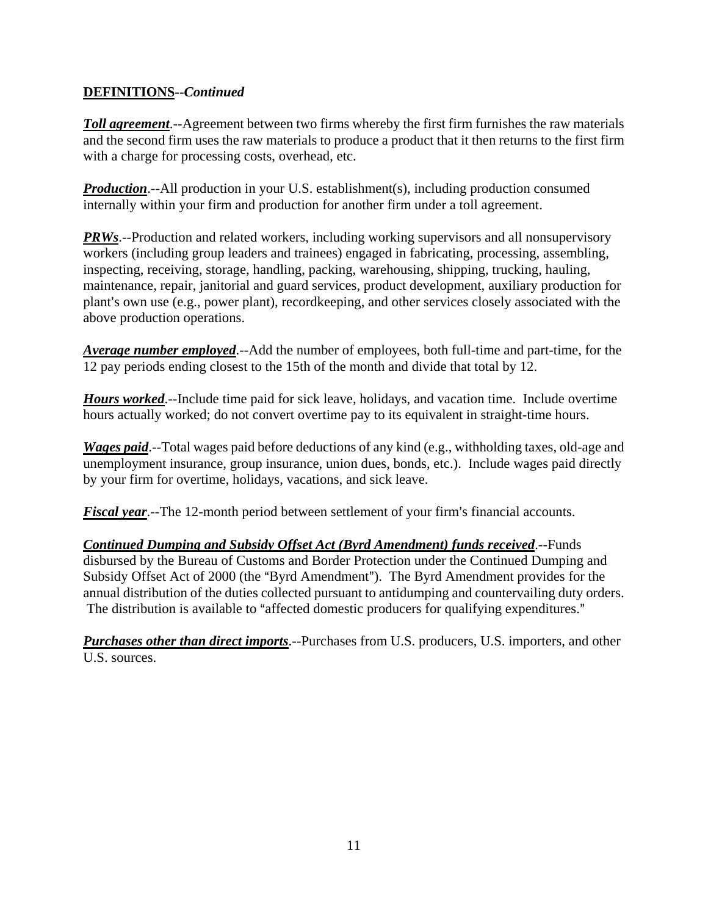**DEFINITIONS--*Continued***

***Toll agreement***.--Agreement between two firms whereby the first firm furnishes the raw materials and the second firm uses the raw materials to produce a product that it then returns to the first firm with a charge for processing costs, overhead, etc.

***Production***.--All production in your U.S. establishment(s), including production consumed internally within your firm and production for another firm under a toll agreement.

***PRWs***.--Production and related workers, including working supervisors and all nonsupervisory workers (including group leaders and trainees) engaged in fabricating, processing, assembling, inspecting, receiving, storage, handling, packing, warehousing, shipping, trucking, hauling, maintenance, repair, janitorial and guard services, product development, auxiliary production for plant's own use (e.g., power plant), recordkeeping, and other services closely associated with the above production operations.

***Average number employed***.--Add the number of employees, both full-time and part-time, for the 12 pay periods ending closest to the 15th of the month and divide that total by 12.

***Hours worked***.--Include time paid for sick leave, holidays, and vacation time. Include overtime hours actually worked; do not convert overtime pay to its equivalent in straight-time hours.

***Wages paid***.--Total wages paid before deductions of any kind (e.g., withholding taxes, old-age and unemployment insurance, group insurance, union dues, bonds, etc.). Include wages paid directly by your firm for overtime, holidays, vacations, and sick leave.

***Fiscal year***.--The 12-month period between settlement of your firm's financial accounts.

***Continued Dumping and Subsidy Offset Act (Byrd Amendment) funds received***.--Funds disbursed by the Bureau of Customs and Border Protection under the Continued Dumping and Subsidy Offset Act of 2000 (the "Byrd Amendment"). The Byrd Amendment provides for the annual distribution of the duties collected pursuant to antidumping and countervailing duty orders. The distribution is available to "affected domestic producers for qualifying expenditures."

***Purchases other than direct imports***.--Purchases from U.S. producers, U.S. importers, and other U.S. sources.